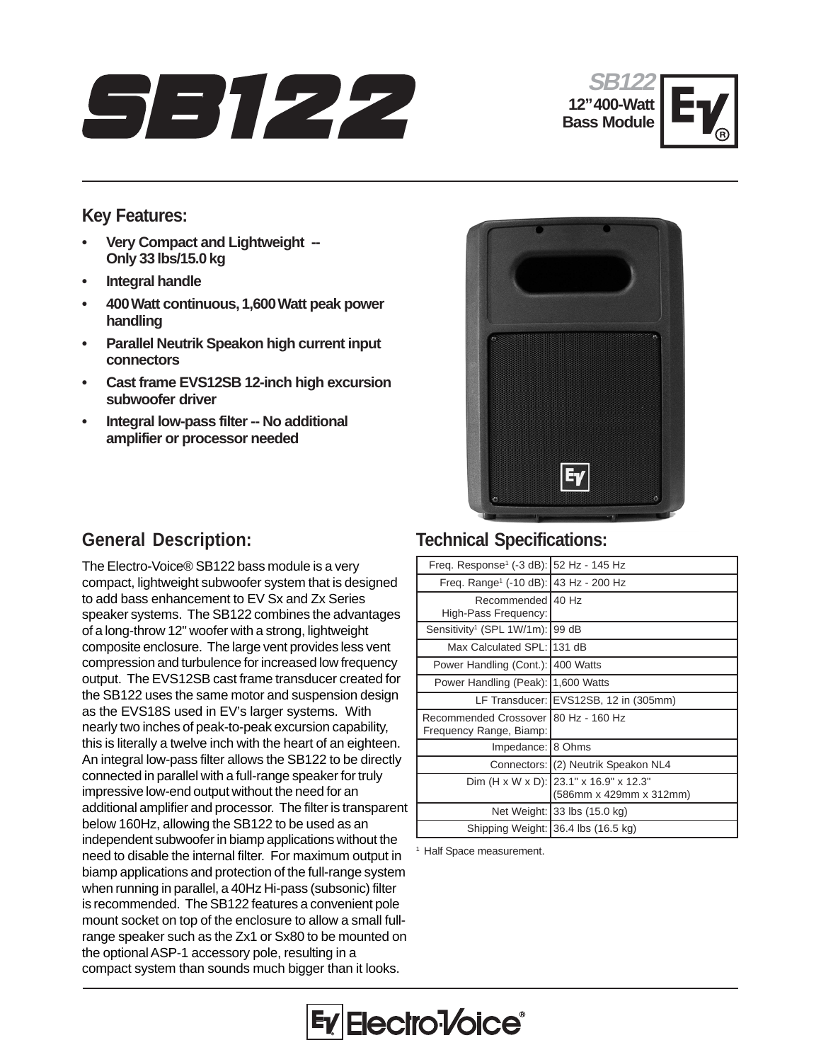# SB122

**SB122**
**12" 400-Watt Bass Module**

## Key Features:

- **Very Compact and Lightweight -- Only 33 lbs/15.0 kg**
- **Integral handle**
- **400 Watt continuous, 1,600 Watt peak power handling**
- **Parallel Neutrik Speakon high current input connectors**
- **Cast frame EVS12SB 12-inch high excursion subwoofer driver**
- **Integral low-pass filter -- No additional amplifier or processor needed**

## General Description:

The Electro-Voice® SB122 bass module is a very compact, lightweight subwoofer system that is designed to add bass enhancement to EV Sx and Zx Series speaker systems. The SB122 combines the advantages of a long-throw 12" woofer with a strong, lightweight composite enclosure. The large vent provides less vent compression and turbulence for increased low frequency output. The EVS12SB cast frame transducer created for the SB122 uses the same motor and suspension design as the EVS18S used in EV's larger systems. With nearly two inches of peak-to-peak excursion capability, this is literally a twelve inch with the heart of an eighteen. An integral low-pass filter allows the SB122 to be directly connected in parallel with a full-range speaker for truly impressive low-end output without the need for an additional amplifier and processor. The filter is transparent below 160Hz, allowing the SB122 to be used as an independent subwoofer in biamp applications without the need to disable the internal filter. For maximum output in biamp applications and protection of the full-range system when running in parallel, a 40Hz Hi-pass (subsonic) filter is recommended. The SB122 features a convenient pole mount socket on top of the enclosure to allow a small full-range speaker such as the Zx1 or Sx80 to be mounted on the optional ASP-1 accessory pole, resulting in a compact system than sounds much bigger than it looks.

## Technical Specifications:

| | |
|---|---|
| Freq. Response[1] (-3 dB): | 52 Hz - 145 Hz |
| Freq. Range[1] (-10 dB): | 43 Hz - 200 Hz |
| Recommended High-Pass Frequency: | 40 Hz |
| Sensitivity[1] (SPL 1W/1m): | 99 dB |
| Max Calculated SPL: | 131 dB |
| Power Handling (Cont.): | 400 Watts |
| Power Handling (Peak): | 1,600 Watts |
| LF Transducer: | EVS12SB, 12 in (305mm) |
| Recommended Crossover Frequency Range, Biamp: | 80 Hz - 160 Hz |
| Impedance: | 8 Ohms |
| Connectors: | (2) Neutrik Speakon NL4 |
| Dim (H x W x D): | 23.1" x 16.9" x 12.3" (586mm x 429mm x 312mm) |
| Net Weight: | 33 lbs (15.0 kg) |
| Shipping Weight: | 36.4 lbs (16.5 kg) |

[1] Half Space measurement.

Electro-Voice®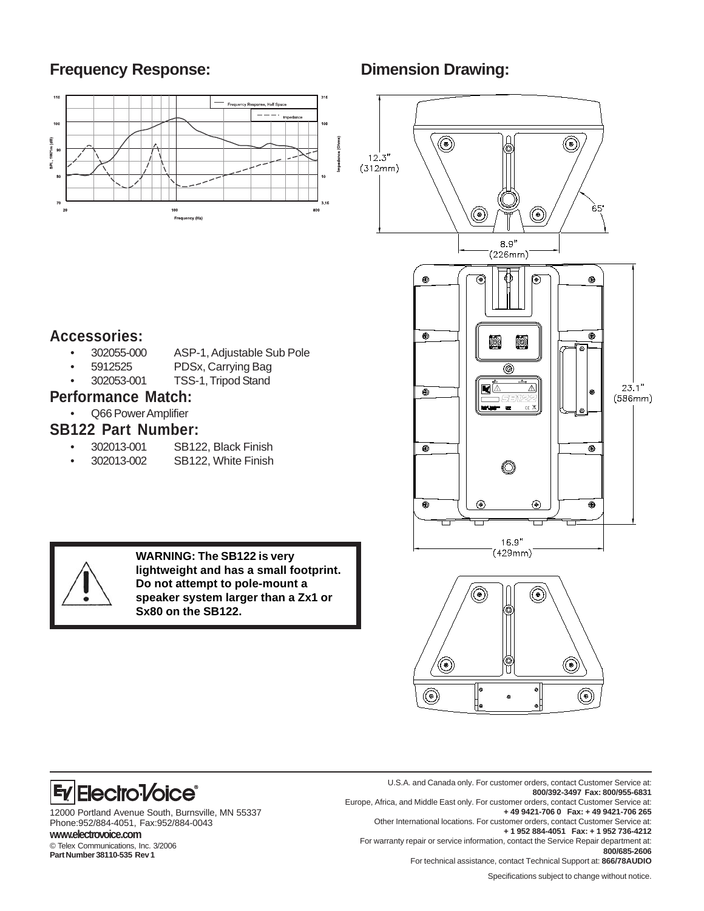## Frequency Response:

110
100
90
80
70
316
100
10
3.16
20
100
800
Frequency Response, Half Space
Impedance
SPL, 1W/1m (dB)
Impedance (Ohms)
Frequency (Hz)

## Dimension Drawing:

12.3"
(312mm)
65°
8.9"
(226mm)
23.1"
(586mm)
16.9"
(429mm)

## Accessories:

- 302055-000 ASP-1, Adjustable Sub Pole
- 5912525 PDSx, Carrying Bag
- 302053-001 TSS-1, Tripod Stand

## Performance Match:

- Q66 Power Amplifier

## SB122 Part Number:

- 302013-001 SB122, Black Finish
- 302013-002 SB122, White Finish

**WARNING: The SB122 is very lightweight and has a small footprint. Do not attempt to pole-mount a speaker system larger than a Zx1 or Sx80 on the SB122.**

Electro-Voice®

12000 Portland Avenue South, Burnsville, MN 55337
Phone:952/884-4051, Fax:952/884-0043
**www.electrovoice.com**
© Telex Communications, Inc. 3/2006
**Part Number 38110-535 Rev 1**

U.S.A. and Canada only. For customer orders, contact Customer Service at:
**800/392-3497 Fax: 800/955-6831**
Europe, Africa, and Middle East only. For customer orders, contact Customer Service at:
**+ 49 9421-706 0 Fax: + 49 9421-706 265**
Other International locations. For customer orders, contact Customer Service at:
**+ 1 952 884-4051 Fax: + 1 952 736-4212**
For warranty repair or service information, contact the Service Repair department at:
**800/685-2606**
For technical assistance, contact Technical Support at: **866/78AUDIO**

Specifications subject to change without notice.